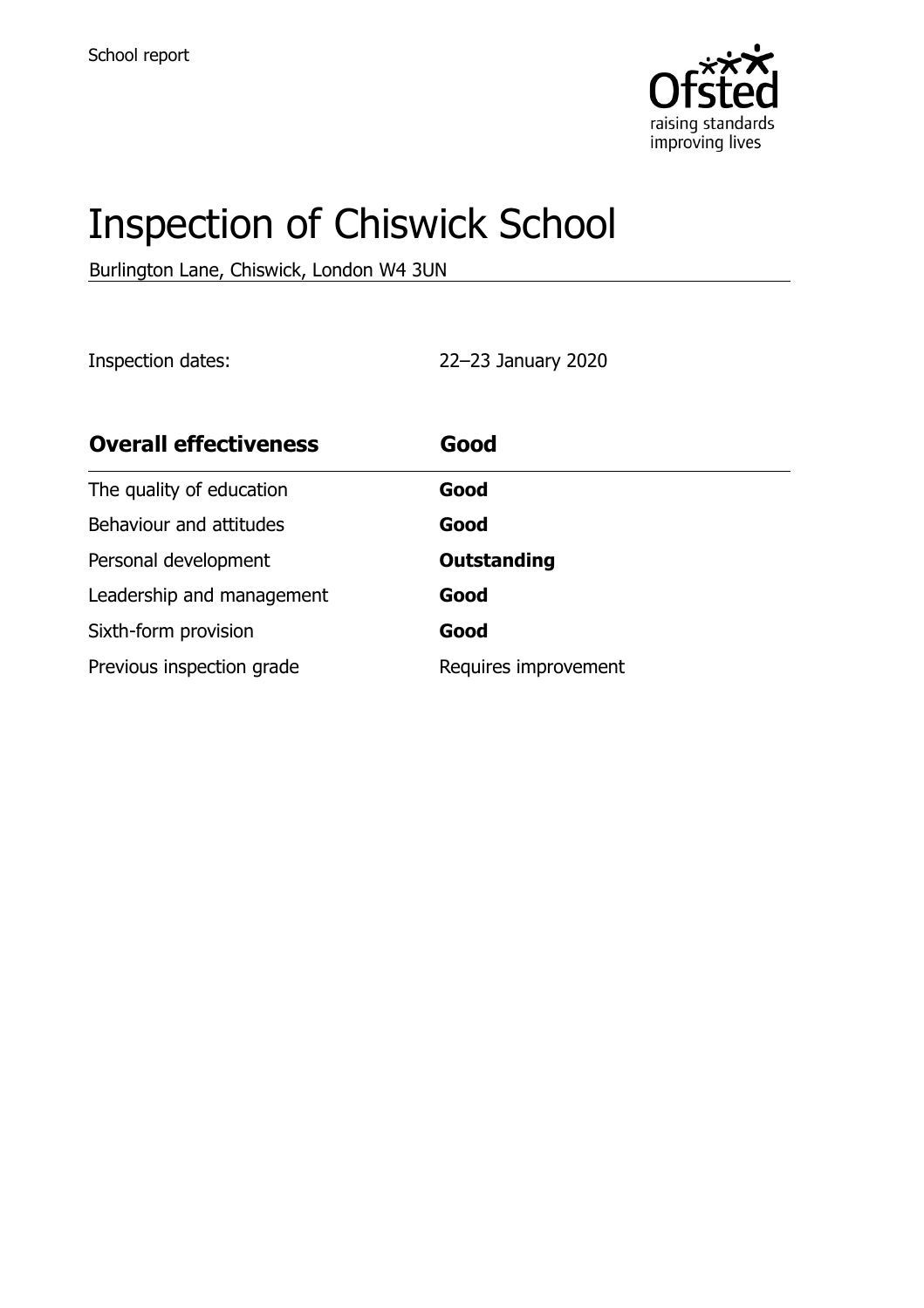School report

# Inspection of Chiswick School

Burlington Lane, Chiswick, London W4 3UN

Inspection dates: 22–23 January 2020

| Overall effectiveness | Good |
|---|---|
| The quality of education | **Good** |
| Behaviour and attitudes | **Good** |
| Personal development | **Outstanding** |
| Leadership and management | **Good** |
| Sixth-form provision | **Good** |
| Previous inspection grade | Requires improvement |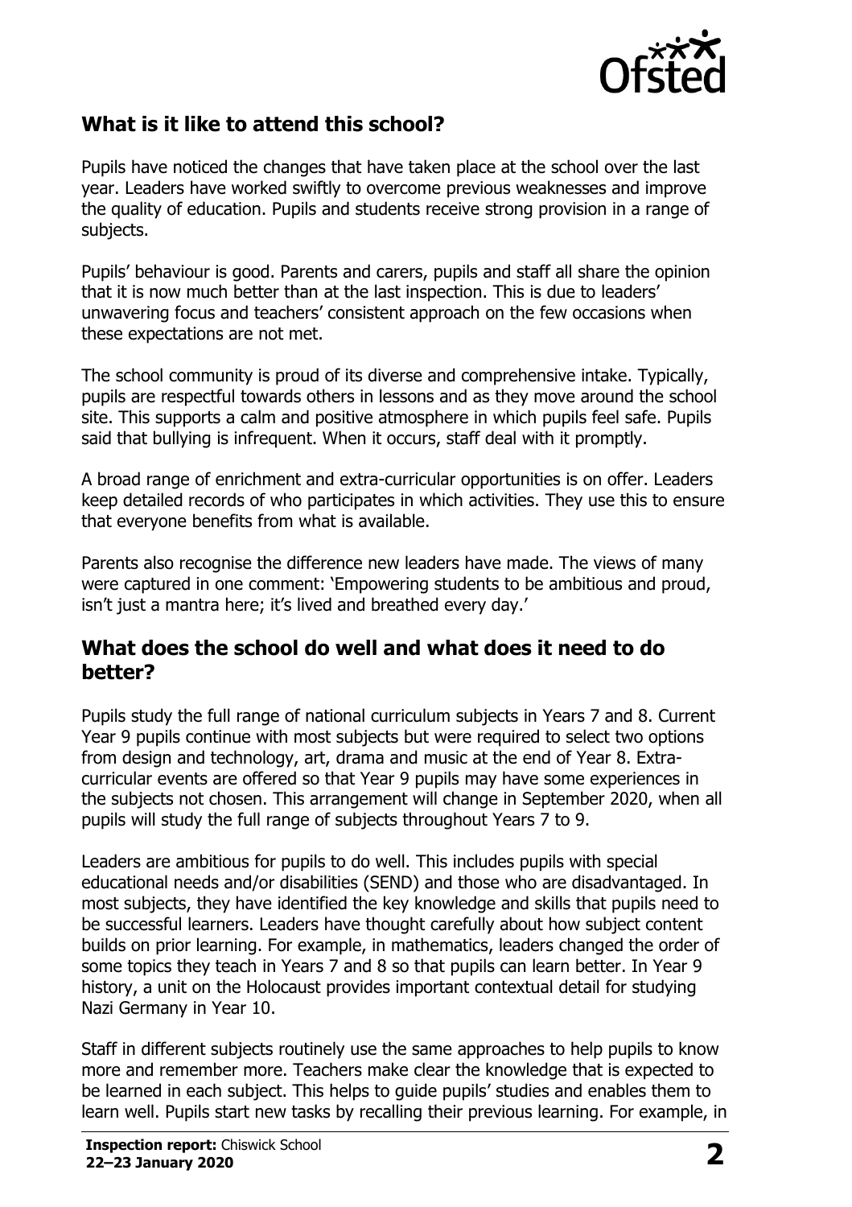## What is it like to attend this school?

Pupils have noticed the changes that have taken place at the school over the last year. Leaders have worked swiftly to overcome previous weaknesses and improve the quality of education. Pupils and students receive strong provision in a range of subjects.

Pupils' behaviour is good. Parents and carers, pupils and staff all share the opinion that it is now much better than at the last inspection. This is due to leaders' unwavering focus and teachers' consistent approach on the few occasions when these expectations are not met.

The school community is proud of its diverse and comprehensive intake. Typically, pupils are respectful towards others in lessons and as they move around the school site. This supports a calm and positive atmosphere in which pupils feel safe. Pupils said that bullying is infrequent. When it occurs, staff deal with it promptly.

A broad range of enrichment and extra-curricular opportunities is on offer. Leaders keep detailed records of who participates in which activities. They use this to ensure that everyone benefits from what is available.

Parents also recognise the difference new leaders have made. The views of many were captured in one comment: 'Empowering students to be ambitious and proud, isn't just a mantra here; it's lived and breathed every day.'

## What does the school do well and what does it need to do better?

Pupils study the full range of national curriculum subjects in Years 7 and 8. Current Year 9 pupils continue with most subjects but were required to select two options from design and technology, art, drama and music at the end of Year 8. Extra-curricular events are offered so that Year 9 pupils may have some experiences in the subjects not chosen. This arrangement will change in September 2020, when all pupils will study the full range of subjects throughout Years 7 to 9.

Leaders are ambitious for pupils to do well. This includes pupils with special educational needs and/or disabilities (SEND) and those who are disadvantaged. In most subjects, they have identified the key knowledge and skills that pupils need to be successful learners. Leaders have thought carefully about how subject content builds on prior learning. For example, in mathematics, leaders changed the order of some topics they teach in Years 7 and 8 so that pupils can learn better. In Year 9 history, a unit on the Holocaust provides important contextual detail for studying Nazi Germany in Year 10.

Staff in different subjects routinely use the same approaches to help pupils to know more and remember more. Teachers make clear the knowledge that is expected to be learned in each subject. This helps to guide pupils' studies and enables them to learn well. Pupils start new tasks by recalling their previous learning. For example, in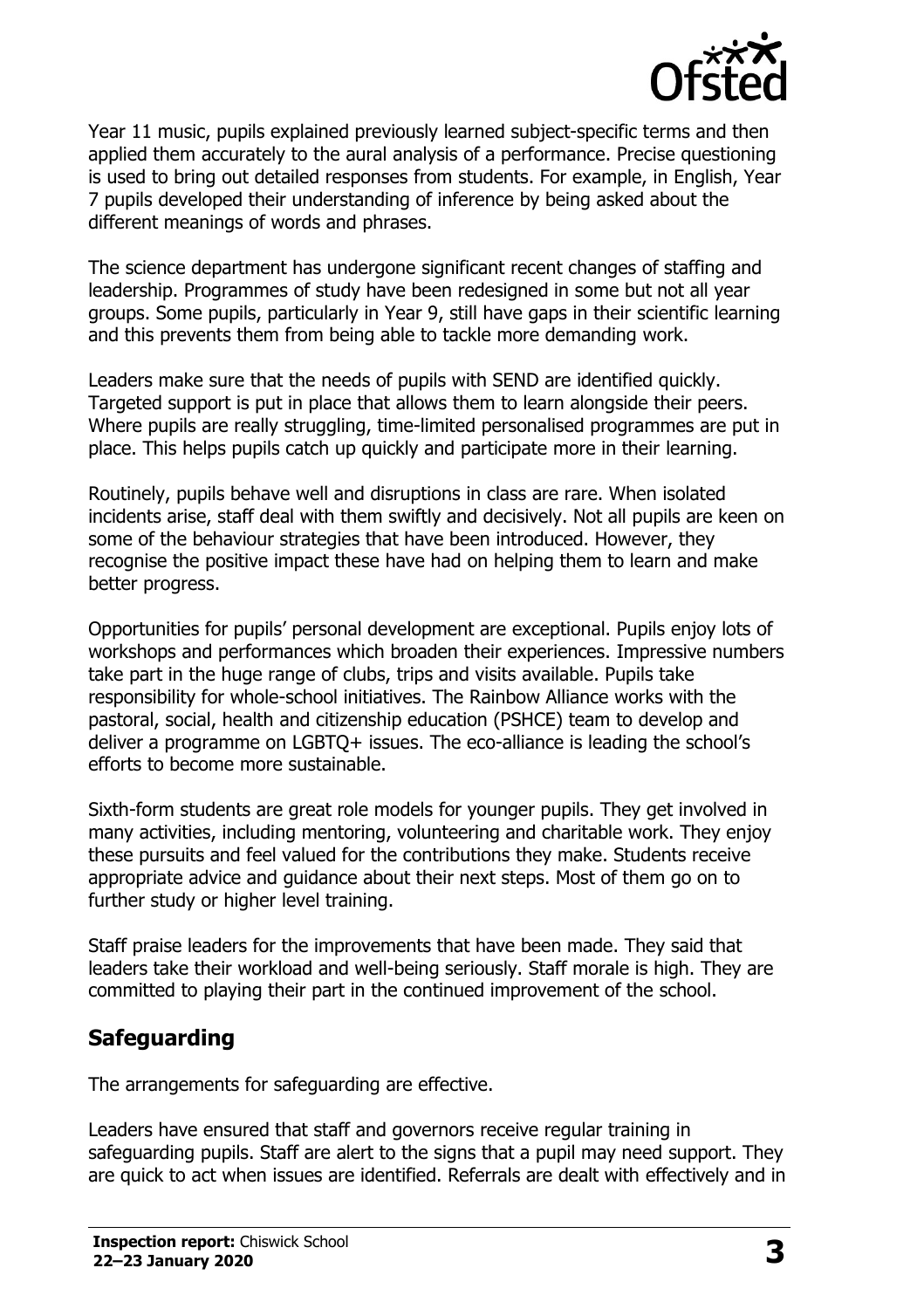Year 11 music, pupils explained previously learned subject-specific terms and then applied them accurately to the aural analysis of a performance. Precise questioning is used to bring out detailed responses from students. For example, in English, Year 7 pupils developed their understanding of inference by being asked about the different meanings of words and phrases.

The science department has undergone significant recent changes of staffing and leadership. Programmes of study have been redesigned in some but not all year groups. Some pupils, particularly in Year 9, still have gaps in their scientific learning and this prevents them from being able to tackle more demanding work.

Leaders make sure that the needs of pupils with SEND are identified quickly. Targeted support is put in place that allows them to learn alongside their peers. Where pupils are really struggling, time-limited personalised programmes are put in place. This helps pupils catch up quickly and participate more in their learning.

Routinely, pupils behave well and disruptions in class are rare. When isolated incidents arise, staff deal with them swiftly and decisively. Not all pupils are keen on some of the behaviour strategies that have been introduced. However, they recognise the positive impact these have had on helping them to learn and make better progress.

Opportunities for pupils' personal development are exceptional. Pupils enjoy lots of workshops and performances which broaden their experiences. Impressive numbers take part in the huge range of clubs, trips and visits available. Pupils take responsibility for whole-school initiatives. The Rainbow Alliance works with the pastoral, social, health and citizenship education (PSHCE) team to develop and deliver a programme on LGBTQ+ issues. The eco-alliance is leading the school's efforts to become more sustainable.

Sixth-form students are great role models for younger pupils. They get involved in many activities, including mentoring, volunteering and charitable work. They enjoy these pursuits and feel valued for the contributions they make. Students receive appropriate advice and guidance about their next steps. Most of them go on to further study or higher level training.

Staff praise leaders for the improvements that have been made. They said that leaders take their workload and well-being seriously. Staff morale is high. They are committed to playing their part in the continued improvement of the school.

## Safeguarding

The arrangements for safeguarding are effective.

Leaders have ensured that staff and governors receive regular training in safeguarding pupils. Staff are alert to the signs that a pupil may need support. They are quick to act when issues are identified. Referrals are dealt with effectively and in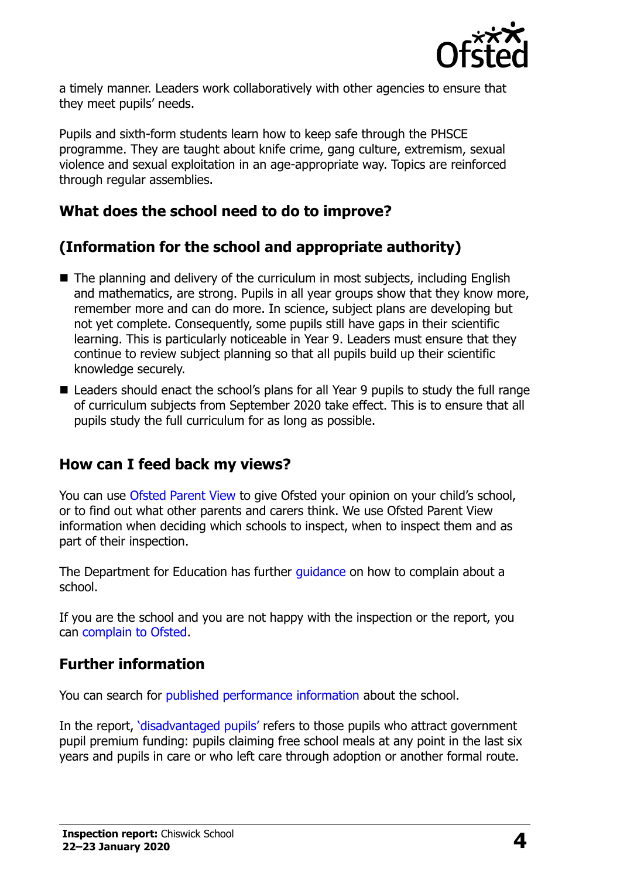a timely manner. Leaders work collaboratively with other agencies to ensure that they meet pupils' needs.

Pupils and sixth-form students learn how to keep safe through the PHSCE programme. They are taught about knife crime, gang culture, extremism, sexual violence and sexual exploitation in an age-appropriate way. Topics are reinforced through regular assemblies.

## What does the school need to do to improve?

## (Information for the school and appropriate authority)

- The planning and delivery of the curriculum in most subjects, including English and mathematics, are strong. Pupils in all year groups show that they know more, remember more and can do more. In science, subject plans are developing but not yet complete. Consequently, some pupils still have gaps in their scientific learning. This is particularly noticeable in Year 9. Leaders must ensure that they continue to review subject planning so that all pupils build up their scientific knowledge securely.
- Leaders should enact the school's plans for all Year 9 pupils to study the full range of curriculum subjects from September 2020 take effect. This is to ensure that all pupils study the full curriculum for as long as possible.

## How can I feed back my views?

You can use Ofsted Parent View to give Ofsted your opinion on your child's school, or to find out what other parents and carers think. We use Ofsted Parent View information when deciding which schools to inspect, when to inspect them and as part of their inspection.

The Department for Education has further guidance on how to complain about a school.

If you are the school and you are not happy with the inspection or the report, you can complain to Ofsted.

## Further information

You can search for published performance information about the school.

In the report, 'disadvantaged pupils' refers to those pupils who attract government pupil premium funding: pupils claiming free school meals at any point in the last six years and pupils in care or who left care through adoption or another formal route.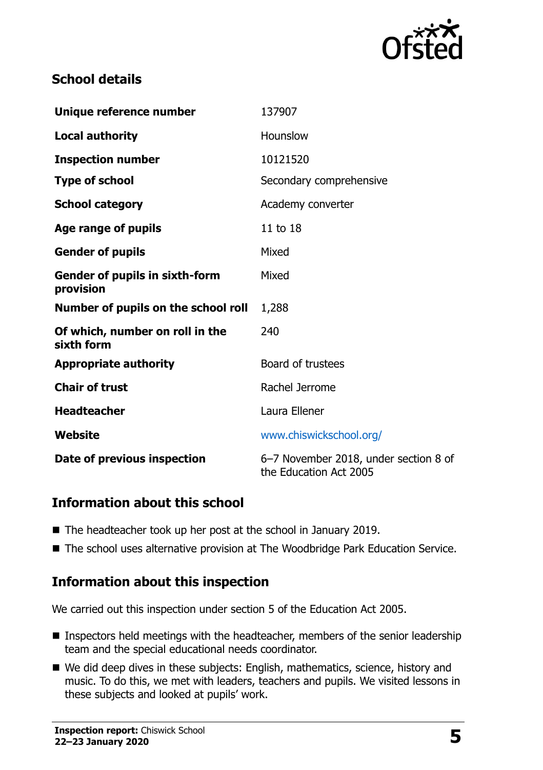## School details

| | |
|---|---|
| **Unique reference number** | 137907 |
| **Local authority** | Hounslow |
| **Inspection number** | 10121520 |
| **Type of school** | Secondary comprehensive |
| **School category** | Academy converter |
| **Age range of pupils** | 11 to 18 |
| **Gender of pupils** | Mixed |
| **Gender of pupils in sixth-form provision** | Mixed |
| **Number of pupils on the school roll** | 1,288 |
| **Of which, number on roll in the sixth form** | 240 |
| **Appropriate authority** | Board of trustees |
| **Chair of trust** | Rachel Jerrome |
| **Headteacher** | Laura Ellener |
| **Website** | www.chiswickschool.org/ |
| **Date of previous inspection** | 6–7 November 2018, under section 8 of the Education Act 2005 |

## Information about this school

- The headteacher took up her post at the school in January 2019.
- The school uses alternative provision at The Woodbridge Park Education Service.

## Information about this inspection

We carried out this inspection under section 5 of the Education Act 2005.

- Inspectors held meetings with the headteacher, members of the senior leadership team and the special educational needs coordinator.
- We did deep dives in these subjects: English, mathematics, science, history and music. To do this, we met with leaders, teachers and pupils. We visited lessons in these subjects and looked at pupils' work.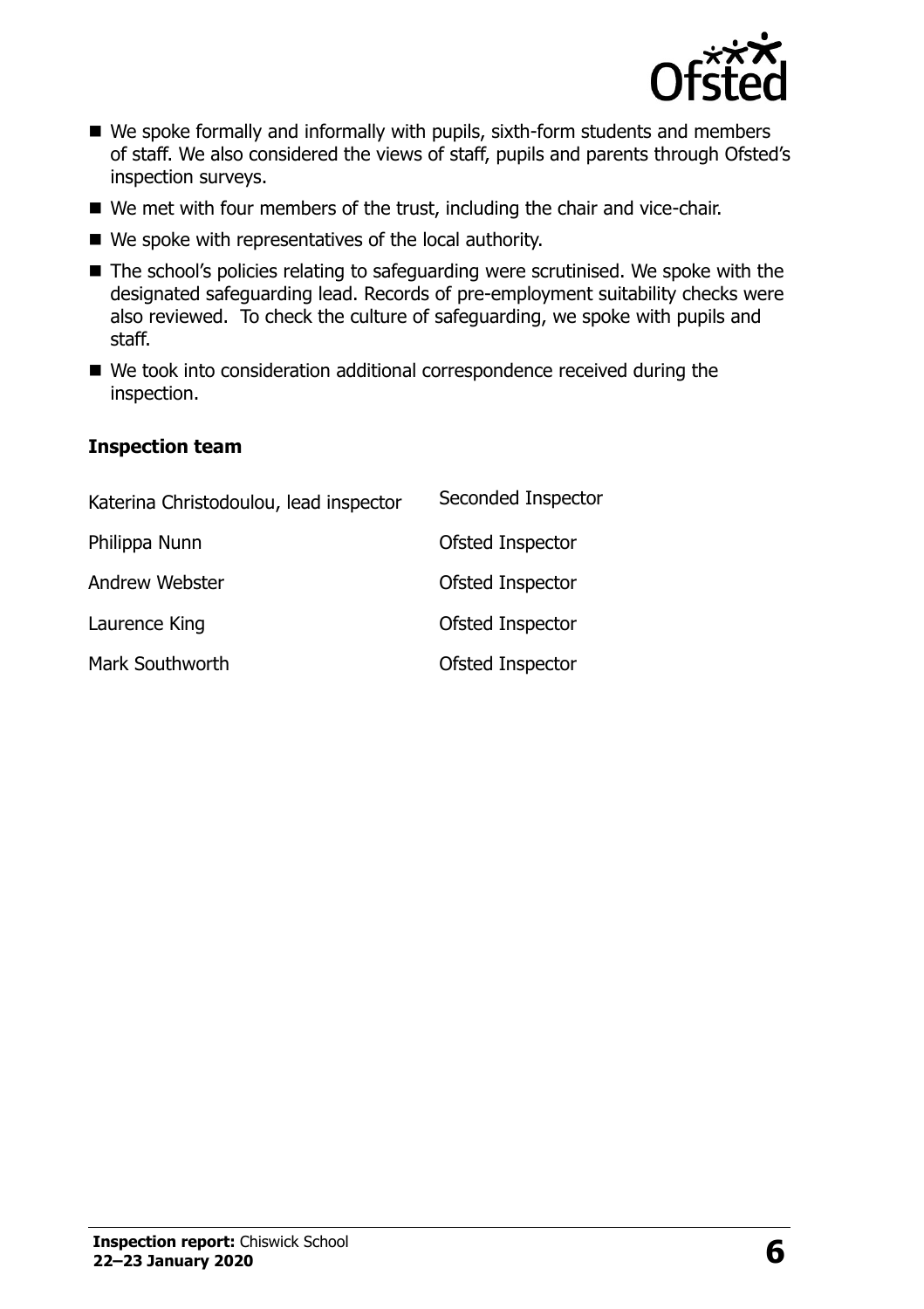- We spoke formally and informally with pupils, sixth-form students and members of staff. We also considered the views of staff, pupils and parents through Ofsted's inspection surveys.
- We met with four members of the trust, including the chair and vice-chair.
- We spoke with representatives of the local authority.
- The school's policies relating to safeguarding were scrutinised. We spoke with the designated safeguarding lead. Records of pre-employment suitability checks were also reviewed. To check the culture of safeguarding, we spoke with pupils and staff.
- We took into consideration additional correspondence received during the inspection.

### Inspection team

| | |
|---|---|
| Katerina Christodoulou, lead inspector | Seconded Inspector |
| Philippa Nunn | Ofsted Inspector |
| Andrew Webster | Ofsted Inspector |
| Laurence King | Ofsted Inspector |
| Mark Southworth | Ofsted Inspector |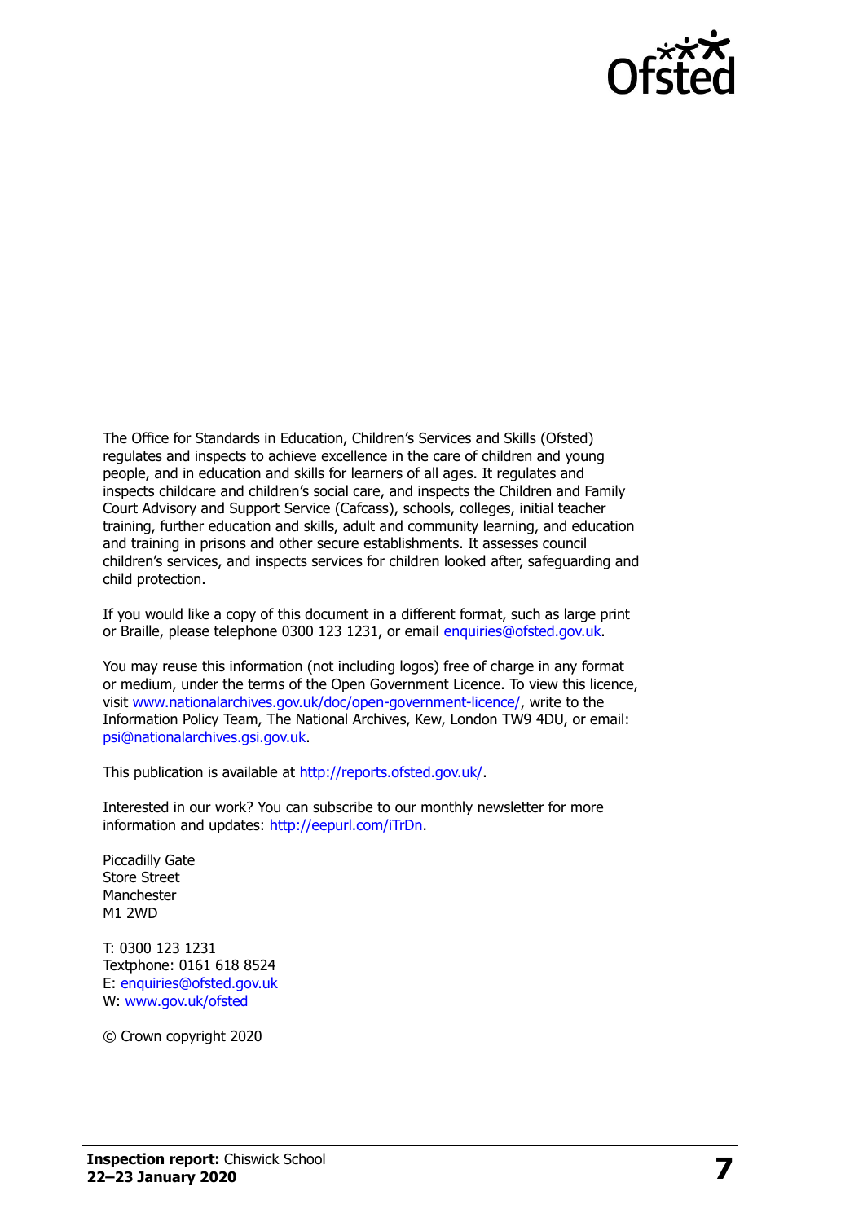The Office for Standards in Education, Children's Services and Skills (Ofsted) regulates and inspects to achieve excellence in the care of children and young people, and in education and skills for learners of all ages. It regulates and inspects childcare and children's social care, and inspects the Children and Family Court Advisory and Support Service (Cafcass), schools, colleges, initial teacher training, further education and skills, adult and community learning, and education and training in prisons and other secure establishments. It assesses council children's services, and inspects services for children looked after, safeguarding and child protection.

If you would like a copy of this document in a different format, such as large print or Braille, please telephone 0300 123 1231, or email enquiries@ofsted.gov.uk.

You may reuse this information (not including logos) free of charge in any format or medium, under the terms of the Open Government Licence. To view this licence, visit www.nationalarchives.gov.uk/doc/open-government-licence/, write to the Information Policy Team, The National Archives, Kew, London TW9 4DU, or email: psi@nationalarchives.gsi.gov.uk.

This publication is available at http://reports.ofsted.gov.uk/.

Interested in our work? You can subscribe to our monthly newsletter for more information and updates: http://eepurl.com/iTrDn.

Piccadilly Gate  
Store Street  
Manchester  
M1 2WD

T: 0300 123 1231  
Textphone: 0161 618 8524  
E: enquiries@ofsted.gov.uk  
W: www.gov.uk/ofsted

© Crown copyright 2020